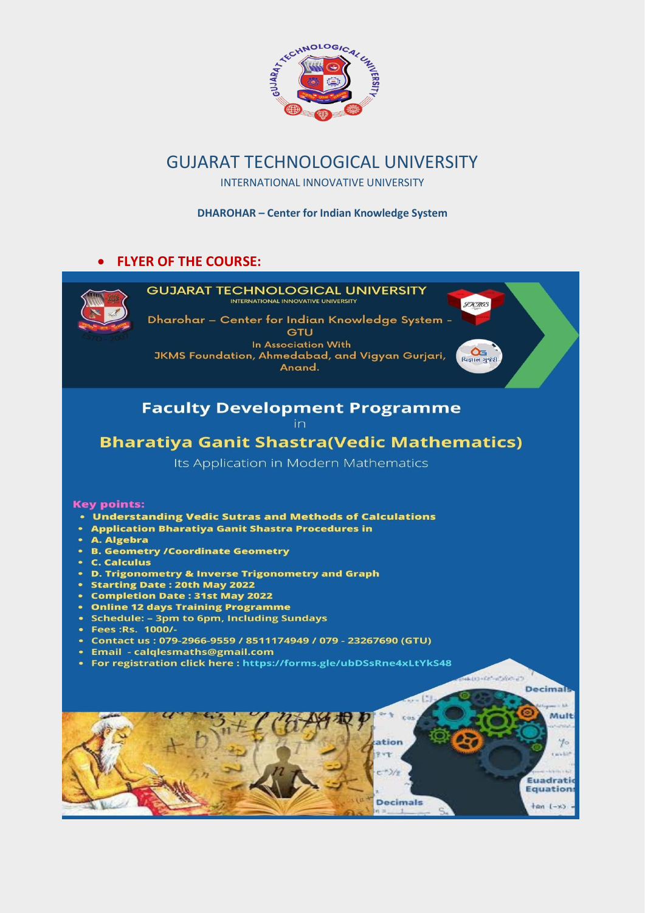# GUJARAT TECHNOLOGICAL UNIVERSITY

INTERNATIONAL INNOVATIVE UNIVERSITY

**DHAROHAR – Center for Indian Knowledge System**

- **FLYER OF THE COURSE:**

## GUJARAT TECHNOLOGICAL UNIVERSITY

INTERNATIONAL INNOVATIVE UNIVERSITY

Dharohar – Center for Indian Knowledge System – GTU

In Association With

JKMS Foundation, Ahmedabad, and Vigyan Gurjari, Anand.

## Faculty Development Programme

in

## Bharatiya Ganit Shastra(Vedic Mathematics)

Its Application in Modern Mathematics

**Key points:**

- **Understanding Vedic Sutras and Methods of Calculations**
- **Application Bharatiya Ganit Shastra Procedures in**
- **A. Algebra**
- **B. Geometry /Coordinate Geometry**
- **C. Calculus**
- **D. Trigonometry & Inverse Trigonometry and Graph**
- **Starting Date : 20th May 2022**
- **Completion Date : 31st May 2022**
- **Online 12 days Training Programme**
- **Schedule: – 3pm to 6pm, Including Sundays**
- **Fees :Rs. 1000/-**
- **Contact us : 079-2966-9559 / 8511174949 / 079 - 23267690 (GTU)**
- **Email - calqlesmaths@gmail.com**
- **For registration click here : https://forms.gle/ubDSsRne4xLtYkS48**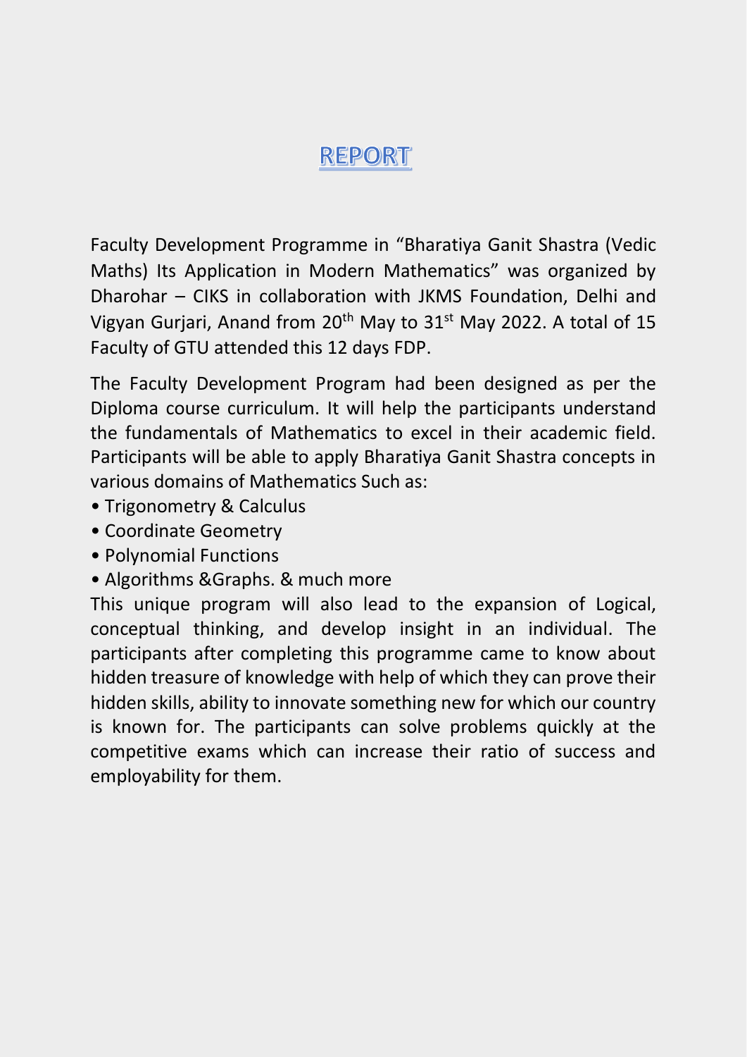# REPORT

Faculty Development Programme in "Bharatiya Ganit Shastra (Vedic Maths) Its Application in Modern Mathematics" was organized by Dharohar – CIKS in collaboration with JKMS Foundation, Delhi and Vigyan Gurjari, Anand from 20th May to 31st May 2022. A total of 15 Faculty of GTU attended this 12 days FDP.

The Faculty Development Program had been designed as per the Diploma course curriculum. It will help the participants understand the fundamentals of Mathematics to excel in their academic field. Participants will be able to apply Bharatiya Ganit Shastra concepts in various domains of Mathematics Such as:

- Trigonometry & Calculus
- Coordinate Geometry
- Polynomial Functions
- Algorithms &Graphs. & much more

This unique program will also lead to the expansion of Logical, conceptual thinking, and develop insight in an individual. The participants after completing this programme came to know about hidden treasure of knowledge with help of which they can prove their hidden skills, ability to innovate something new for which our country is known for. The participants can solve problems quickly at the competitive exams which can increase their ratio of success and employability for them.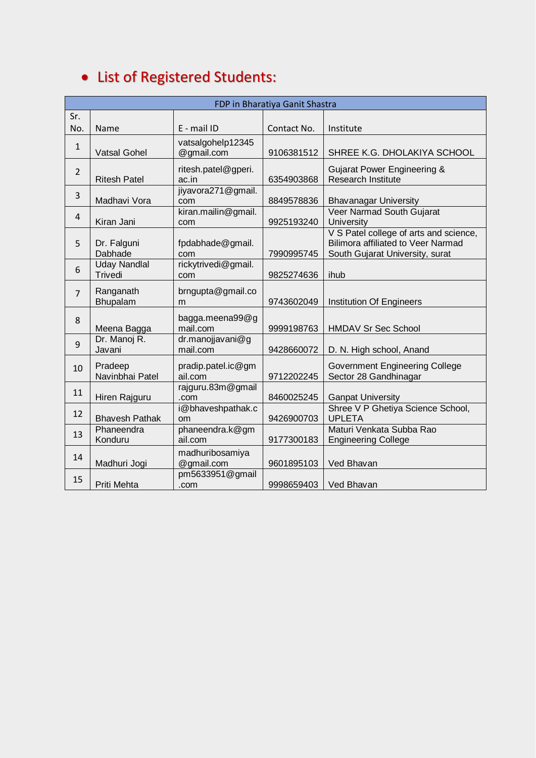- ## List of Registered Students:

| FDP in Bharatiya Ganit Shastra | | | | |
|---|---|---|---|---|
| Sr. No. | Name | E - mail ID | Contact No. | Institute |
| 1 | Vatsal Gohel | vatsalgohelp12345@gmail.com | 9106381512 | SHREE K.G. DHOLAKIYA SCHOOL |
| 2 | Ritesh Patel | ritesh.patel@gperi.ac.in | 6354903868 | Gujarat Power Engineering & Research Institute |
| 3 | Madhavi Vora | jiyavora271@gmail.com | 8849578836 | Bhavanagar University |
| 4 | Kiran Jani | kiran.mailin@gmail.com | 9925193240 | Veer Narmad South Gujarat University |
| 5 | Dr. Falguni Dabhade | fpdabhade@gmail.com | 7990995745 | V S Patel college of arts and science, Bilimora affiliated to Veer Narmad South Gujarat University, surat |
| 6 | Uday Nandlal Trivedi | rickytrivedi@gmail.com | 9825274636 | ihub |
| 7 | Ranganath Bhupalam | brngupta@gmail.com | 9743602049 | Institution Of Engineers |
| 8 | Meena Bagga | bagga.meena99@gmail.com | 9999198763 | HMDAV Sr Sec School |
| 9 | Dr. Manoj R. Javani | dr.manojjavani@gmail.com | 9428660072 | D. N. High school, Anand |
| 10 | Pradeep Navinbhai Patel | pradip.patel.ic@gmail.com | 9712202245 | Government Engineering College Sector 28 Gandhinagar |
| 11 | Hiren Rajguru | rajguru.83m@gmail.com | 8460025245 | Ganpat University |
| 12 | Bhavesh Pathak | i@bhaveshpathak.com | 9426900703 | Shree V P Ghetiya Science School, UPLETA |
| 13 | Phaneendra Konduru | phaneendra.k@gmail.com | 9177300183 | Maturi Venkata Subba Rao Engineering College |
| 14 | Madhuri Jogi | madhuribosamiya@gmail.com | 9601895103 | Ved Bhavan |
| 15 | Priti Mehta | pm5633951@gmail.com | 9998659403 | Ved Bhavan |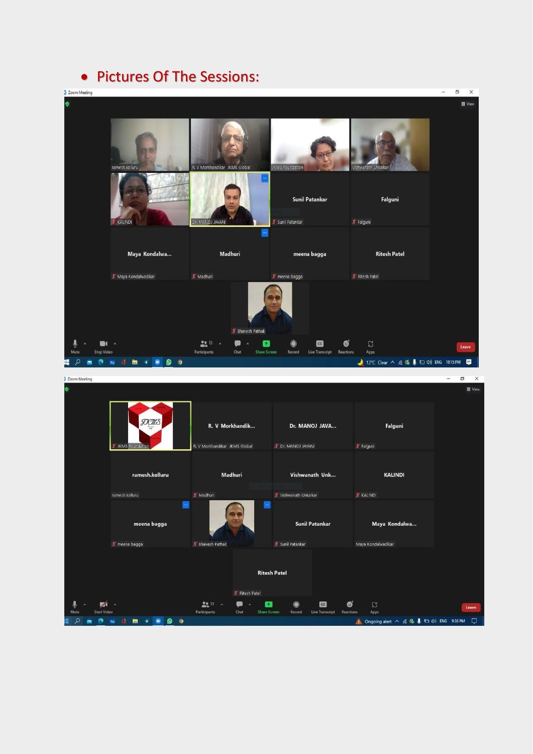- **Pictures Of The Sessions:**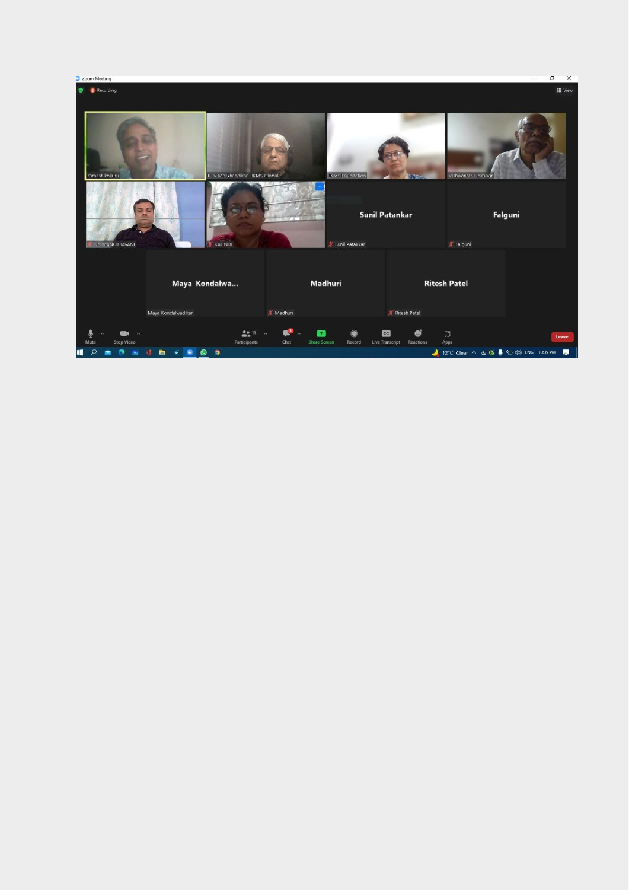Zoom Meeting

Recording

View

rameshkolluru

R. V. Morkhandikar JKMS Global

JKMS Foundation

Vishwanath Unkalkar

Dr. MANOJ JAVANI

KALINDI

Sunil Patankar

Falguni

Maya Kondalwa...

Maya Kondalwadikar

Madhuri

Ritesh Patel

Mute · Stop Video · Participants 11 · Chat · Share Screen · Record · Live Transcript · Reactions · Apps · Leave

12°C Clear ENG 10:39 PM